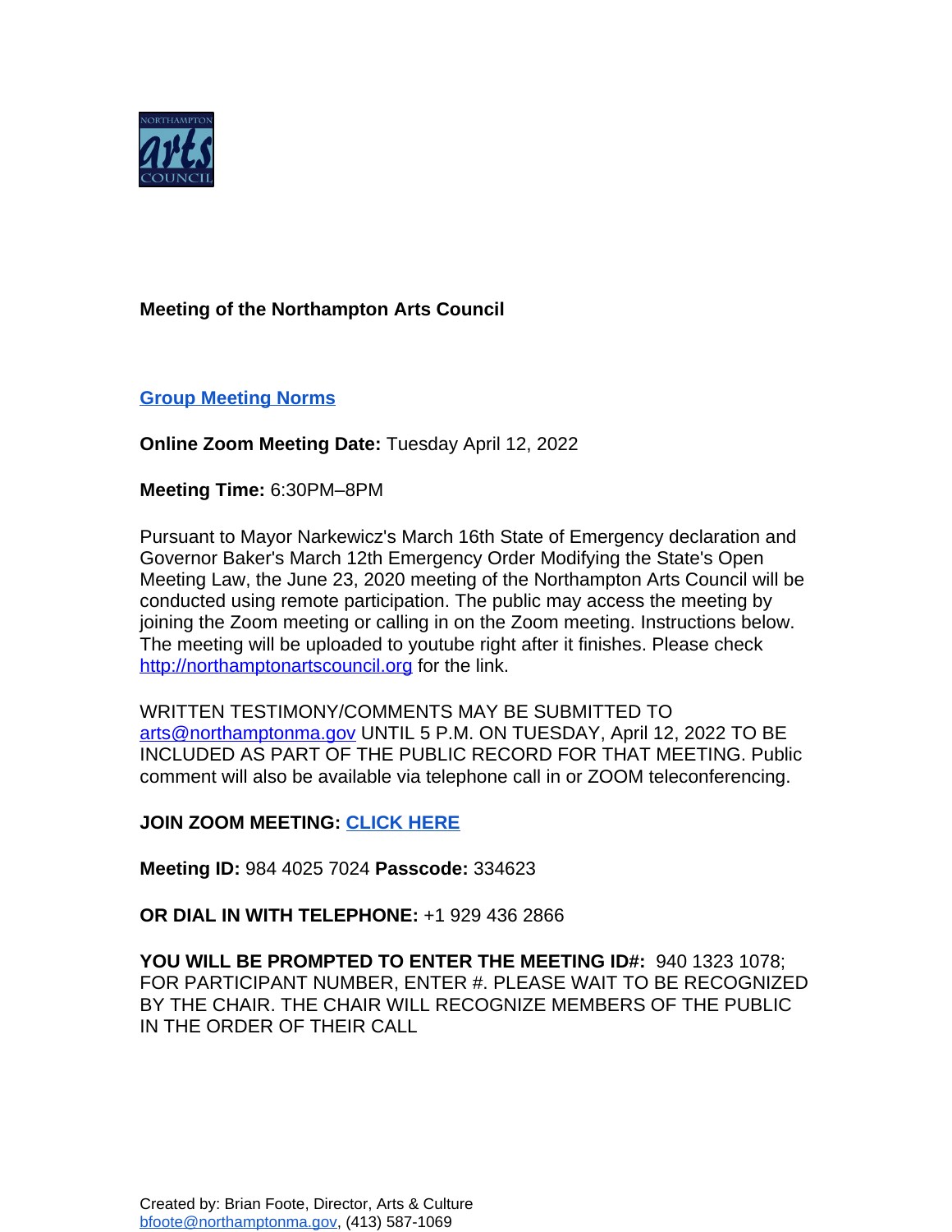**Meeting of the Northampton Arts Council**

**Group Meeting Norms**

**Online Zoom Meeting Date:** Tuesday April 12, 2022

**Meeting Time:** 6:30PM–8PM

Pursuant to Mayor Narkewicz's March 16th State of Emergency declaration and Governor Baker's March 12th Emergency Order Modifying the State's Open Meeting Law, the June 23, 2020 meeting of the Northampton Arts Council will be conducted using remote participation. The public may access the meeting by joining the Zoom meeting or calling in on the Zoom meeting. Instructions below. The meeting will be uploaded to youtube right after it finishes. Please check http://northamptonartscouncil.org for the link.

WRITTEN TESTIMONY/COMMENTS MAY BE SUBMITTED TO arts@northamptonma.gov UNTIL 5 P.M. ON TUESDAY, April 12, 2022 TO BE INCLUDED AS PART OF THE PUBLIC RECORD FOR THAT MEETING. Public comment will also be available via telephone call in or ZOOM teleconferencing.

**JOIN ZOOM MEETING: CLICK HERE**

**Meeting ID:** 984 4025 7024 **Passcode:** 334623

**OR DIAL IN WITH TELEPHONE:** +1 929 436 2866

**YOU WILL BE PROMPTED TO ENTER THE MEETING ID#:** 940 1323 1078; FOR PARTICIPANT NUMBER, ENTER #. PLEASE WAIT TO BE RECOGNIZED BY THE CHAIR. THE CHAIR WILL RECOGNIZE MEMBERS OF THE PUBLIC IN THE ORDER OF THEIR CALL

Created by: Brian Foote, Director, Arts & Culture
bfoote@northamptonma.gov, (413) 587-1069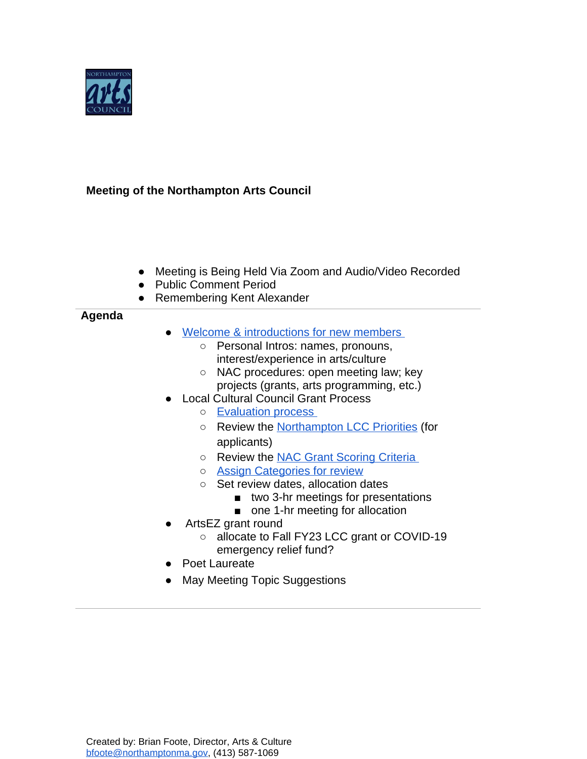**Meeting of the Northampton Arts Council**

- Meeting is Being Held Via Zoom and Audio/Video Recorded
- Public Comment Period
- Remembering Kent Alexander

**Agenda**

- Welcome & introductions for new members
  - Personal Intros: names, pronouns, interest/experience in arts/culture
  - NAC procedures: open meeting law; key projects (grants, arts programming, etc.)
- Local Cultural Council Grant Process
  - Evaluation process
  - Review the Northampton LCC Priorities (for applicants)
  - Review the NAC Grant Scoring Criteria
  - Assign Categories for review
  - Set review dates, allocation dates
    - two 3-hr meetings for presentations
    - one 1-hr meeting for allocation
- ArtsEZ grant round
  - allocate to Fall FY23 LCC grant or COVID-19 emergency relief fund?
- Poet Laureate
- May Meeting Topic Suggestions

Created by: Brian Foote, Director, Arts & Culture
bfoote@northamptonma.gov, (413) 587-1069